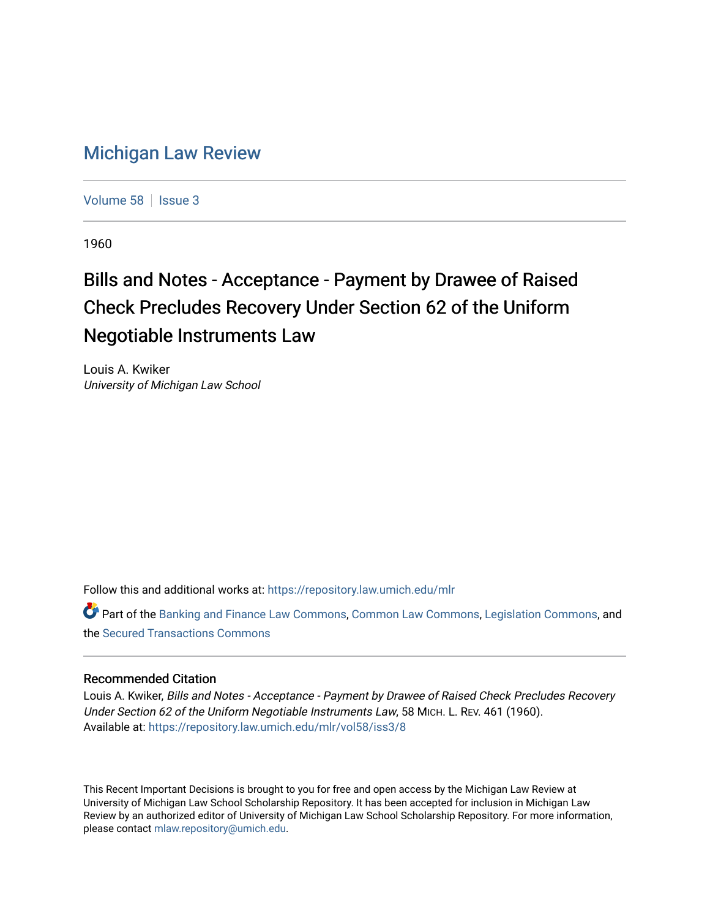# Michigan Law Review

Volume 58 | Issue 3

1960

## Bills and Notes - Acceptance - Payment by Drawee of Raised Check Precludes Recovery Under Section 62 of the Uniform Negotiable Instruments Law

Louis A. Kwiker
*University of Michigan Law School*

Follow this and additional works at: https://repository.law.umich.edu/mlr

Part of the Banking and Finance Law Commons, Common Law Commons, Legislation Commons, and the Secured Transactions Commons

### Recommended Citation

Louis A. Kwiker, *Bills and Notes - Acceptance - Payment by Drawee of Raised Check Precludes Recovery Under Section 62 of the Uniform Negotiable Instruments Law*, 58 MICH. L. REV. 461 (1960).
Available at: https://repository.law.umich.edu/mlr/vol58/iss3/8

This Recent Important Decisions is brought to you for free and open access by the Michigan Law Review at University of Michigan Law School Scholarship Repository. It has been accepted for inclusion in Michigan Law Review by an authorized editor of University of Michigan Law School Scholarship Repository. For more information, please contact mlaw.repository@umich.edu.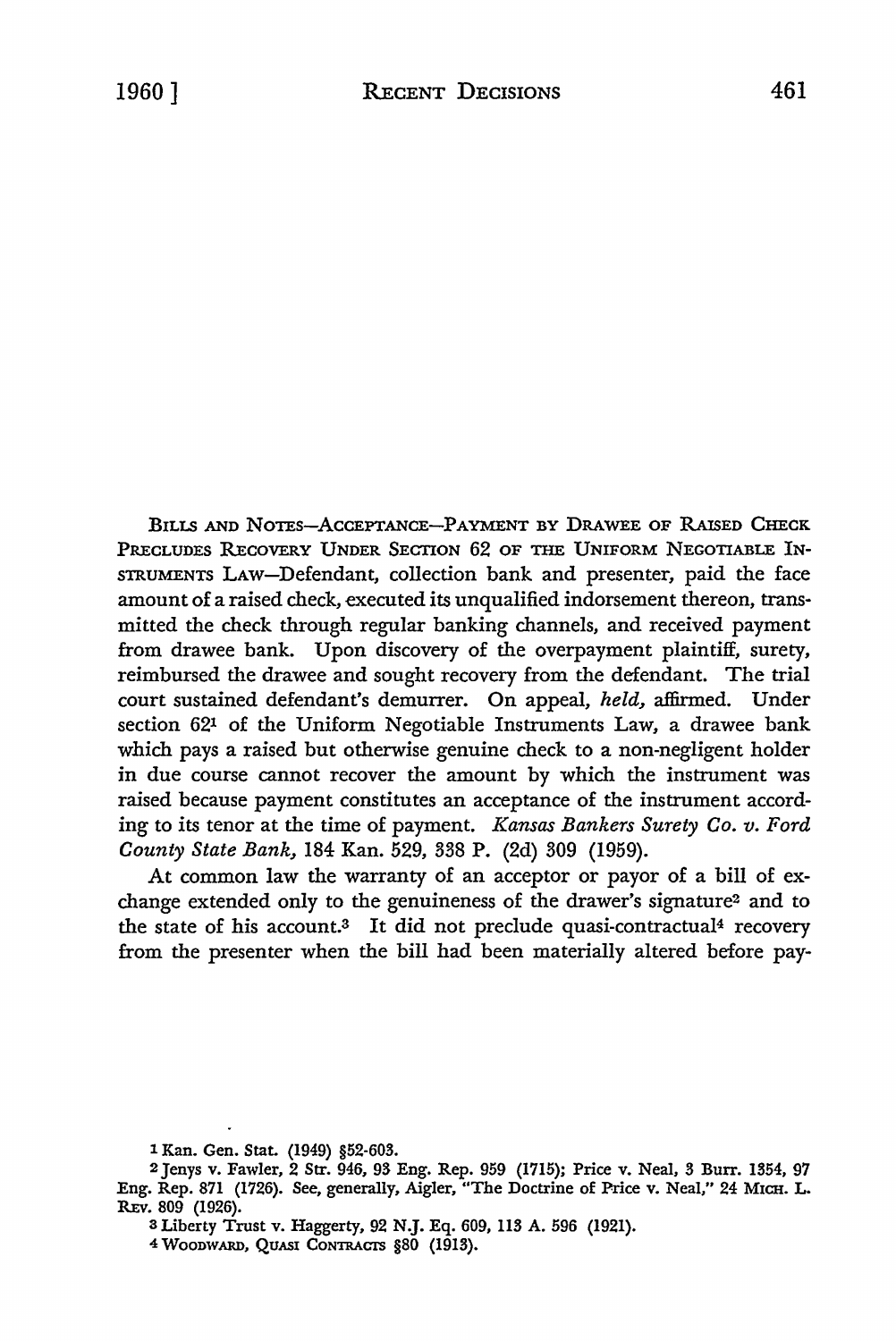BILLS AND NOTES—ACCEPTANCE—PAYMENT BY DRAWEE OF RAISED CHECK PRECLUDES RECOVERY UNDER SECTION 62 OF THE UNIFORM NEGOTIABLE INSTRUMENTS LAW—Defendant, collection bank and presenter, paid the face amount of a raised check, executed its unqualified indorsement thereon, transmitted the check through regular banking channels, and received payment from drawee bank. Upon discovery of the overpayment plaintiff, surety, reimbursed the drawee and sought recovery from the defendant. The trial court sustained defendant's demurrer. On appeal, *held,* affirmed. Under section 62[1] of the Uniform Negotiable Instruments Law, a drawee bank which pays a raised but otherwise genuine check to a non-negligent holder in due course cannot recover the amount by which the instrument was raised because payment constitutes an acceptance of the instrument according to its tenor at the time of payment. *Kansas Bankers Surety Co. v. Ford County State Bank,* 184 Kan. 529, 338 P. (2d) 309 (1959).

At common law the warranty of an acceptor or payor of a bill of exchange extended only to the genuineness of the drawer's signature[2] and to the state of his account.[3] It did not preclude quasi-contractual[4] recovery from the presenter when the bill had been materially altered before pay-

---

[1] Kan. Gen. Stat. (1949) §52-603.

[2] Jenys v. Fawler, 2 Str. 946, 93 Eng. Rep. 959 (1715); Price v. Neal, 3 Burr. 1354, 97 Eng. Rep. 871 (1726). See, generally, Aigler, "The Doctrine of Price v. Neal," 24 MICH. L. REV. 809 (1926).

[3] Liberty Trust v. Haggerty, 92 N.J. Eq. 609, 113 A. 596 (1921).

[4] WOODWARD, QUASI CONTRACTS §80 (1913).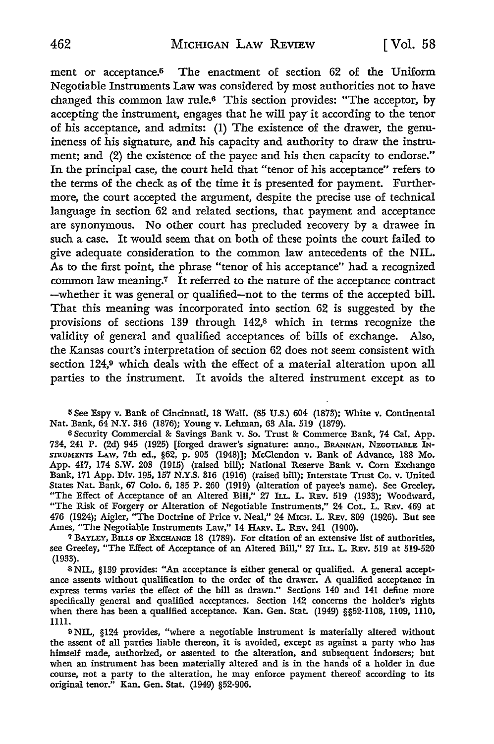ment or acceptance.[5] The enactment of section 62 of the Uniform Negotiable Instruments Law was considered by most authorities not to have changed this common law rule.[6] This section provides: "The acceptor, by accepting the instrument, engages that he will pay it according to the tenor of his acceptance, and admits: (1) The existence of the drawer, the genuineness of his signature, and his capacity and authority to draw the instrument; and (2) the existence of the payee and his then capacity to endorse." In the principal case, the court held that "tenor of his acceptance" refers to the terms of the check as of the time it is presented for payment. Furthermore, the court accepted the argument, despite the precise use of technical language in section 62 and related sections, that payment and acceptance are synonymous. No other court has precluded recovery by a drawee in such a case. It would seem that on both of these points the court failed to give adequate consideration to the common law antecedents of the NIL. As to the first point, the phrase "tenor of his acceptance" had a recognized common law meaning.[7] It referred to the nature of the acceptance contract —whether it was general or qualified—not to the terms of the accepted bill. That this meaning was incorporated into section 62 is suggested by the provisions of sections 139 through 142,[8] which in terms recognize the validity of general and qualified acceptances of bills of exchange. Also, the Kansas court's interpretation of section 62 does not seem consistent with section 124,[9] which deals with the effect of a material alteration upon all parties to the instrument. It avoids the altered instrument except as to

[5] See Espy v. Bank of Cincinnati, 18 Wall. (85 U.S.) 604 (1873); White v. Continental Nat. Bank, 64 N.Y. 316 (1876); Young v. Lehman, 63 Ala. 519 (1879).

[6] Security Commercial & Savings Bank v. So. Trust & Commerce Bank, 74 Cal. App. 734, 241 P. (2d) 945 (1925) [forged drawer's signature: anno., BRANNAN, NEGOTIABLE INSTRUMENTS LAW, 7th ed., §62, p. 905 (1948)]; McClendon v. Bank of Advance, 188 Mo. App. 417, 174 S.W. 203 (1915) (raised bill); National Reserve Bank v. Corn Exchange Bank, 171 App. Div. 195, 157 N.Y.S. 316 (1916) (raised bill); Interstate Trust Co. v. United States Nat. Bank, 67 Colo. 6, 185 P. 260 (1919) (alteration of payee's name). See Greeley, "The Effect of Acceptance of an Altered Bill," 27 ILL. L. REV. 519 (1933); Woodward, "The Risk of Forgery or Alteration of Negotiable Instruments," 24 COL. L. REV. 469 at 476 (1924); Aigler, "The Doctrine of Price v. Neal," 24 MICH. L. REV. 809 (1926). But see Ames, "The Negotiable Instruments Law," 14 HARV. L. REV. 241 (1900).

[7] BAYLEY, BILLS OF EXCHANGE 18 (1789). For citation of an extensive list of authorities, see Greeley, "The Effect of Acceptance of an Altered Bill," 27 ILL. L. REV. 519 at 519-520 (1933).

[8] NIL, §139 provides: "An acceptance is either general or qualified. A general acceptance assents without qualification to the order of the drawer. A qualified acceptance in express terms varies the effect of the bill as drawn." Sections 140 and 141 define more specifically general and qualified acceptances. Section 142 concerns the holder's rights when there has been a qualified acceptance. Kan. Gen. Stat. (1949) §§52-1108, 1109, 1110, 1111.

[9] NIL, §124 provides, "where a negotiable instrument is materially altered without the assent of all parties liable thereon, it is avoided, except as against a party who has himself made, authorized, or assented to the alteration, and subsequent indorsers; but when an instrument has been materially altered and is in the hands of a holder in due course, not a party to the alteration, he may enforce payment thereof according to its original tenor." Kan. Gen. Stat. (1949) §52-906.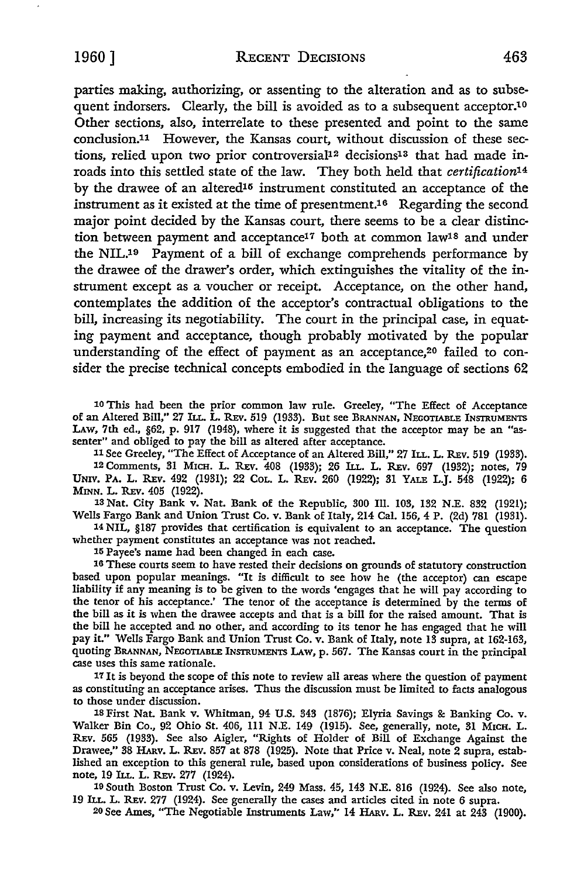parties making, authorizing, or assenting to the alteration and as to subsequent indorsers. Clearly, the bill is avoided as to a subsequent acceptor.[10] Other sections, also, interrelate to these presented and point to the same conclusion.[11] However, the Kansas court, without discussion of these sections, relied upon two prior controversial[12] decisions[13] that had made inroads into this settled state of the law. They both held that *certification*[14] by the drawee of an altered[15] instrument constituted an acceptance of the instrument as it existed at the time of presentment.[16] Regarding the second major point decided by the Kansas court, there seems to be a clear distinction between payment and acceptance[17] both at common law[18] and under the NIL.[19] Payment of a bill of exchange comprehends performance by the drawee of the drawer's order, which extinguishes the vitality of the instrument except as a voucher or receipt. Acceptance, on the other hand, contemplates the addition of the acceptor's contractual obligations to the bill, increasing its negotiability. The court in the principal case, in equating payment and acceptance, though probably motivated by the popular understanding of the effect of payment as an acceptance,[20] failed to consider the precise technical concepts embodied in the language of sections 62

---

[10] This had been the prior common law rule. Greeley, "The Effect of Acceptance of an Altered Bill," 27 ILL. L. REV. 519 (1933). But see BRANNAN, NEGOTIABLE INSTRUMENTS LAW, 7th ed., §62, p. 917 (1948), where it is suggested that the acceptor may be an "assenter" and obliged to pay the bill as altered after acceptance.

[11] See Greeley, "The Effect of Acceptance of an Altered Bill," 27 ILL. L. REV. 519 (1933).

[12] Comments, 31 MICH. L. REV. 408 (1933); 26 ILL. L. REV. 697 (1932); notes, 79 UNIV. PA. L. REV. 492 (1931); 22 COL. L. REV. 260 (1922); 31 YALE L.J. 548 (1922); 6 MINN. L. REV. 405 (1922).

[13] Nat. City Bank v. Nat. Bank of the Republic, 300 Ill. 103, 132 N.E. 832 (1921); Wells Fargo Bank and Union Trust Co. v. Bank of Italy, 214 Cal. 156, 4 P. (2d) 781 (1931).

[14] NIL, §187 provides that certification is equivalent to an acceptance. The question whether payment constitutes an acceptance was not reached.

[15] Payee's name had been changed in each case.

[16] These courts seem to have rested their decisions on grounds of statutory construction based upon popular meanings. "It is difficult to see how he (the acceptor) can escape liability if any meaning is to be given to the words 'engages that he will pay according to the tenor of his acceptance.' The tenor of the acceptance is determined by the terms of the bill as it is when the drawee accepts and that is a bill for the raised amount. That is the bill he accepted and no other, and according to its tenor he has engaged that he will pay it." Wells Fargo Bank and Union Trust Co. v. Bank of Italy, note 13 supra, at 162-163, quoting BRANNAN, NEGOTIABLE INSTRUMENTS LAW, p. 567. The Kansas court in the principal case uses this same rationale.

[17] It is beyond the scope of this note to review all areas where the question of payment as constituting an acceptance arises. Thus the discussion must be limited to facts analogous to those under discussion.

[18] First Nat. Bank v. Whitman, 94 U.S. 343 (1876); Elyria Savings & Banking Co. v. Walker Bin Co., 92 Ohio St. 406, 111 N.E. 149 (1915). See, generally, note, 31 MICH. L. REV. 565 (1933). See also Aigler, "Rights of Holder of Bill of Exchange Against the Drawee," 38 HARV. L. REV. 857 at 878 (1925). Note that Price v. Neal, note 2 supra, established an exception to this general rule, based upon considerations of business policy. See note, 19 ILL. L. REV. 277 (1924).

[19] South Boston Trust Co. v. Levin, 249 Mass. 45, 143 N.E. 816 (1924). See also note, 19 ILL. L. REV. 277 (1924). See generally the cases and articles cited in note 6 supra.

[20] See Ames, "The Negotiable Instruments Law," 14 HARV. L. REV. 241 at 243 (1900).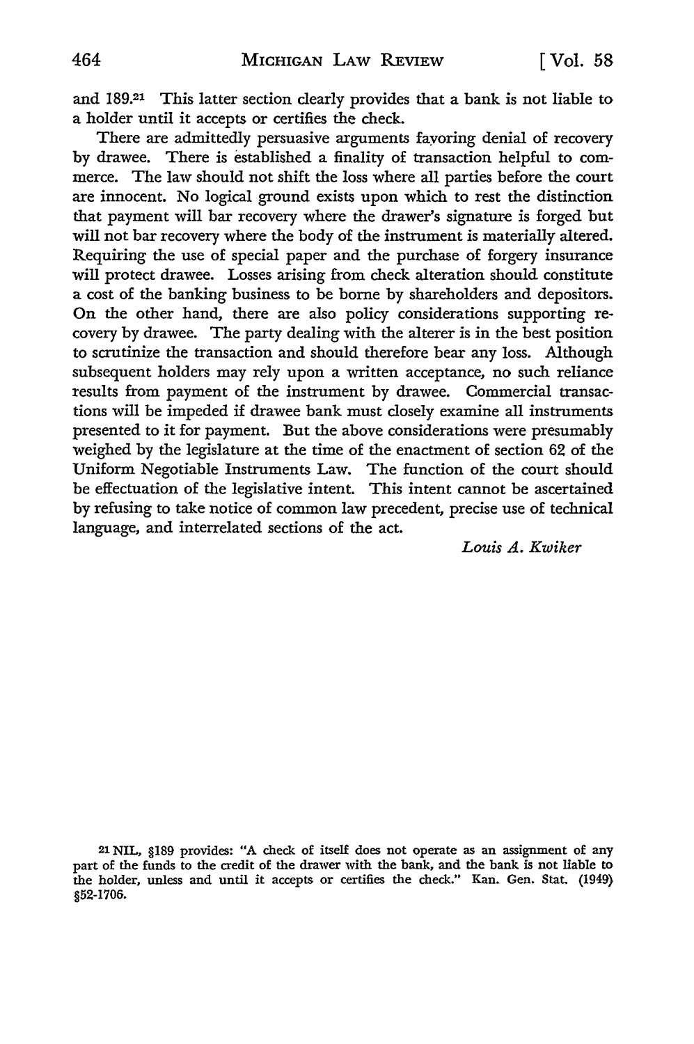and 189.[21] This latter section clearly provides that a bank is not liable to a holder until it accepts or certifies the check.

There are admittedly persuasive arguments favoring denial of recovery by drawee. There is established a finality of transaction helpful to commerce. The law should not shift the loss where all parties before the court are innocent. No logical ground exists upon which to rest the distinction that payment will bar recovery where the drawer's signature is forged but will not bar recovery where the body of the instrument is materially altered. Requiring the use of special paper and the purchase of forgery insurance will protect drawee. Losses arising from check alteration should constitute a cost of the banking business to be borne by shareholders and depositors. On the other hand, there are also policy considerations supporting recovery by drawee. The party dealing with the alterer is in the best position to scrutinize the transaction and should therefore bear any loss. Although subsequent holders may rely upon a written acceptance, no such reliance results from payment of the instrument by drawee. Commercial transactions will be impeded if drawee bank must closely examine all instruments presented to it for payment. But the above considerations were presumably weighed by the legislature at the time of the enactment of section 62 of the Uniform Negotiable Instruments Law. The function of the court should be effectuation of the legislative intent. This intent cannot be ascertained by refusing to take notice of common law precedent, precise use of technical language, and interrelated sections of the act.

*Louis A. Kwiker*

[21] NIL, §189 provides: "A check of itself does not operate as an assignment of any part of the funds to the credit of the drawer with the bank, and the bank is not liable to the holder, unless and until it accepts or certifies the check." Kan. Gen. Stat. (1949) §52-1706.